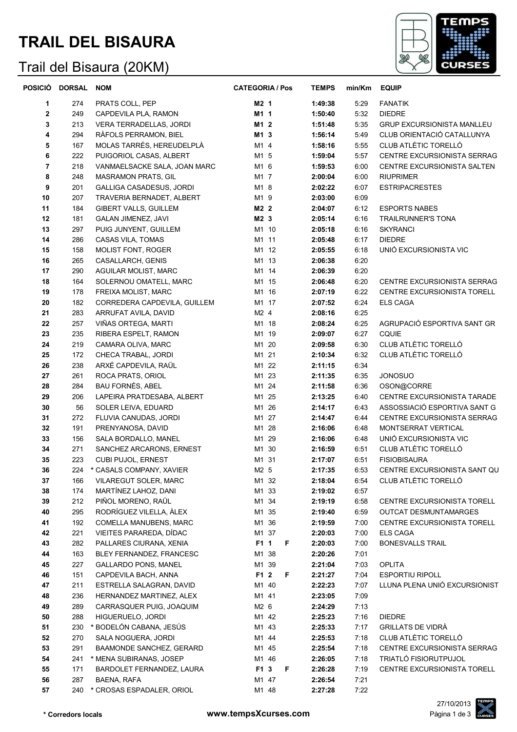# TRAIL DEL BISAURA

## Trail del Bisaura (20KM)

| POSICIÓ | DORSAL | NOM | CATEGORIA / Pos | | | TEMPS | min/Km | EQUIP |
|---|---|---|---|---|---|---|---|---|
| 1 | 274 | PRATS COLL, PEP | **M2** | **1** | | **1:49:38** | 5:29 | FANATIK |
| 2 | 249 | CAPDEVILA PLA, RAMON | **M1** | **1** | | **1:50:40** | 5:32 | DIEDRE |
| 3 | 213 | VERA TERRADELLAS, JORDI | **M1** | **2** | | **1:51:48** | 5:35 | GRUP EXCURSIONISTA MANLLEU |
| 4 | 294 | RÀFOLS PERRAMON, BIEL | **M1** | **3** | | **1:56:14** | 5:49 | CLUB ORIENTACIÓ CATALLUNYA |
| 5 | 167 | MOLAS TARRÉS, HEREUDELPLÀ | M1 | 4 | | **1:58:16** | 5:55 | CLUB ATLÈTIC TORELLÓ |
| 6 | 222 | PUIGORIOL CASAS, ALBERT | M1 | 5 | | **1:59:04** | 5:57 | CENTRE EXCURSIONISTA SERRAG |
| 7 | 218 | VANMAELSACKE SALA, JOAN MARC | M1 | 6 | | **1:59:53** | 6:00 | CENTRE EXCURSIONISTA SALTEN |
| 8 | 248 | MASRAMON PRATS, GIL | M1 | 7 | | **2:00:04** | 6:00 | RIUPRIMER |
| 9 | 201 | GALLIGA CASADESUS, JORDI | M1 | 8 | | **2:02:22** | 6:07 | ESTRIPACRESTES |
| 10 | 207 | TRAVERIA BERNADET, ALBERT | M1 | 9 | | **2:03:00** | 6:09 | |
| 11 | 184 | GIBERT VALLS, GUILLEM | **M2** | **2** | | **2:04:07** | 6:12 | ESPORTS NABES |
| 12 | 181 | GALAN JIMENEZ, JAVI | **M2** | **3** | | **2:05:14** | 6:16 | TRAILRUNNER'S TONA |
| 13 | 297 | PUIG JUNYENT, GUILLEM | M1 | 10 | | **2:05:18** | 6:16 | SKYRANCI |
| 14 | 286 | CASAS VILA, TOMAS | M1 | 11 | | **2:05:48** | 6:17 | DIEDRE |
| 15 | 158 | MOLIST FONT, ROGER | M1 | 12 | | **2:05:55** | 6:18 | UNIÓ EXCURSIONISTA VIC |
| 16 | 265 | CASALLARCH, GENIS | M1 | 13 | | **2:06:38** | 6:20 | |
| 17 | 290 | AGUILAR MOLIST, MARC | M1 | 14 | | **2:06:39** | 6:20 | |
| 18 | 164 | SOLERNOU OMATELL, MARC | M1 | 15 | | **2:06:48** | 6:20 | CENTRE EXCURSIONISTA SERRAG |
| 19 | 178 | FREIXA MOLIST, MARC | M1 | 16 | | **2:07:19** | 6:22 | CENTRE EXCURSIONISTA TORELL |
| 20 | 182 | CORREDERA CAPDEVILA, GUILLEM | M1 | 17 | | **2:07:52** | 6:24 | ELS CAGA |
| 21 | 283 | ARRUFAT AVILA, DAVID | M2 | 4 | | **2:08:16** | 6:25 | |
| 22 | 257 | VIÑAS ORTEGA, MARTI | M1 | 18 | | **2:08:24** | 6:25 | AGRUPACIÓ ESPORTIVA SANT GR |
| 23 | 235 | RIBERA ESPELT, RAMON | M1 | 19 | | **2:09:07** | 6:27 | CQUIE |
| 24 | 219 | CAMARA OLIVA, MARC | M1 | 20 | | **2:09:58** | 6:30 | CLUB ATLÈTIC TORELLÓ |
| 25 | 172 | CHECA TRABAL, JORDI | M1 | 21 | | **2:10:34** | 6:32 | CLUB ATLÈTIC TORELLÓ |
| 26 | 238 | ARXÉ CAPDEVILA, RAÜL | M1 | 22 | | **2:11:15** | 6:34 | |
| 27 | 261 | ROCA PRATS, ORIOL | M1 | 23 | | **2:11:35** | 6:35 | JONOSUO |
| 28 | 284 | BAU FORNÉS, ABEL | M1 | 24 | | **2:11:58** | 6:36 | OSON@CORRE |
| 29 | 206 | LAPEIRA PRATDESABA, ALBERT | M1 | 25 | | **2:13:25** | 6:40 | CENTRE EXCURSIONISTA TARADE |
| 30 | 56 | SOLER LEIVA, EDUARD | M1 | 26 | | **2:14:17** | 6:43 | ASSOSSIACIÓ ESPORTIVA SANT G |
| 31 | 272 | FLUVIA CANUDAS, JORDI | M1 | 27 | | **2:14:47** | 6:44 | CENTRE EXCURSIONISTA SERRAG |
| 32 | 191 | PRENYANOSA, DAVID | M1 | 28 | | **2:16:06** | 6:48 | MONTSERRAT VERTICAL |
| 33 | 156 | SALA BORDALLO, MANEL | M1 | 29 | | **2:16:06** | 6:48 | UNIÓ EXCURSIONISTA VIC |
| 34 | 271 | SANCHEZ ARCARONS, ERNEST | M1 | 30 | | **2:16:59** | 6:51 | CLUB ATLÈTIC TORELLÓ |
| 35 | 223 | CUBI PUJOL, ERNEST | M1 | 31 | | **2:17:07** | 6:51 | FISIOBISAURA |
| 36 | 224 | * CASALS COMPANY, XAVIER | M2 | 5 | | **2:17:35** | 6:53 | CENTRE EXCURSIONISTA SANT QU |
| 37 | 166 | VILAREGUT SOLER, MARC | M1 | 32 | | **2:18:04** | 6:54 | CLUB ATLÈTIC TORELLÓ |
| 38 | 174 | MARTÍNEZ LAHOZ, DANI | M1 | 33 | | **2:19:02** | 6:57 | |
| 39 | 212 | PIÑOL MORENO, RAÜL | M1 | 34 | | **2:19:19** | 6:58 | CENTRE EXCURSIONISTA TORELL |
| 40 | 295 | RODRÍGUEZ VILELLA, ÀLEX | M1 | 35 | | **2:19:40** | 6:59 | OUTCAT DESMUNTAMARGES |
| 41 | 192 | COMELLA MANUBENS, MARC | M1 | 36 | | **2:19:59** | 7:00 | CENTRE EXCURSIONISTA TORELL |
| 42 | 221 | VIEITES PAREREDA, DÍDAC | M1 | 37 | | **2:20:03** | 7:00 | ELS CAGA |
| 43 | 282 | PALLARES CIURANA, XENIA | **F1** | **1** | F | **2:20:03** | 7:00 | BONESVALLS TRAIL |
| 44 | 163 | BLEY FERNANDEZ, FRANCESC | M1 | 38 | | **2:20:26** | 7:01 | |
| 45 | 227 | GALLARDO PONS, MANEL | M1 | 39 | | **2:21:04** | 7:03 | OPLITA |
| 46 | 151 | CAPDEVILA BACH, ANNA | **F1** | **2** | F | **2:21:27** | 7:04 | ESPORTIU RIPOLL |
| 47 | 211 | ESTRELLA SALAGRAN, DAVID | M1 | 40 | | **2:22:23** | 7:07 | LLUNA PLENA UNIÓ EXCURSIONIST |
| 48 | 236 | HERNANDEZ MARTINEZ, ALEX | M1 | 41 | | **2:23:05** | 7:09 | |
| 49 | 289 | CARRASQUER PUIG, JOAQUIM | M2 | 6 | | **2:24:29** | 7:13 | |
| 50 | 288 | HIGUERUELO, JORDI | M1 | 42 | | **2:25:23** | 7:16 | DIEDRE |
| 51 | 230 | * BODELÓN CABANA, JESÚS | M1 | 43 | | **2:25:33** | 7:17 | GRILLATS DE VIDRÀ |
| 52 | 270 | SALA NOGUERA, JORDI | M1 | 44 | | **2:25:53** | 7:18 | CLUB ATLÈTIC TORELLÓ |
| 53 | 291 | BAAMONDE SANCHEZ, GERARD | M1 | 45 | | **2:25:54** | 7:18 | CENTRE EXCURSIONISTA SERRAG |
| 54 | 241 | * MENA SUBIRANAS, JOSEP | M1 | 46 | | **2:26:05** | 7:18 | TRIATLÓ FISIORUTPUJOL |
| 55 | 171 | BARDOLET FERNANDEZ, LAURA | **F1** | **3** | F | **2:26:28** | 7:19 | CENTRE EXCURSIONISTA TORELL |
| 56 | 287 | BAENA, RAFA | M1 | 47 | | **2:26:54** | 7:21 | |
| 57 | 240 | * CROSAS ESPADALER, ORIOL | M1 | 48 | | **2:27:28** | 7:22 | |

**\* Corredors locals** **www.tempsXcurses.com** 27/10/2013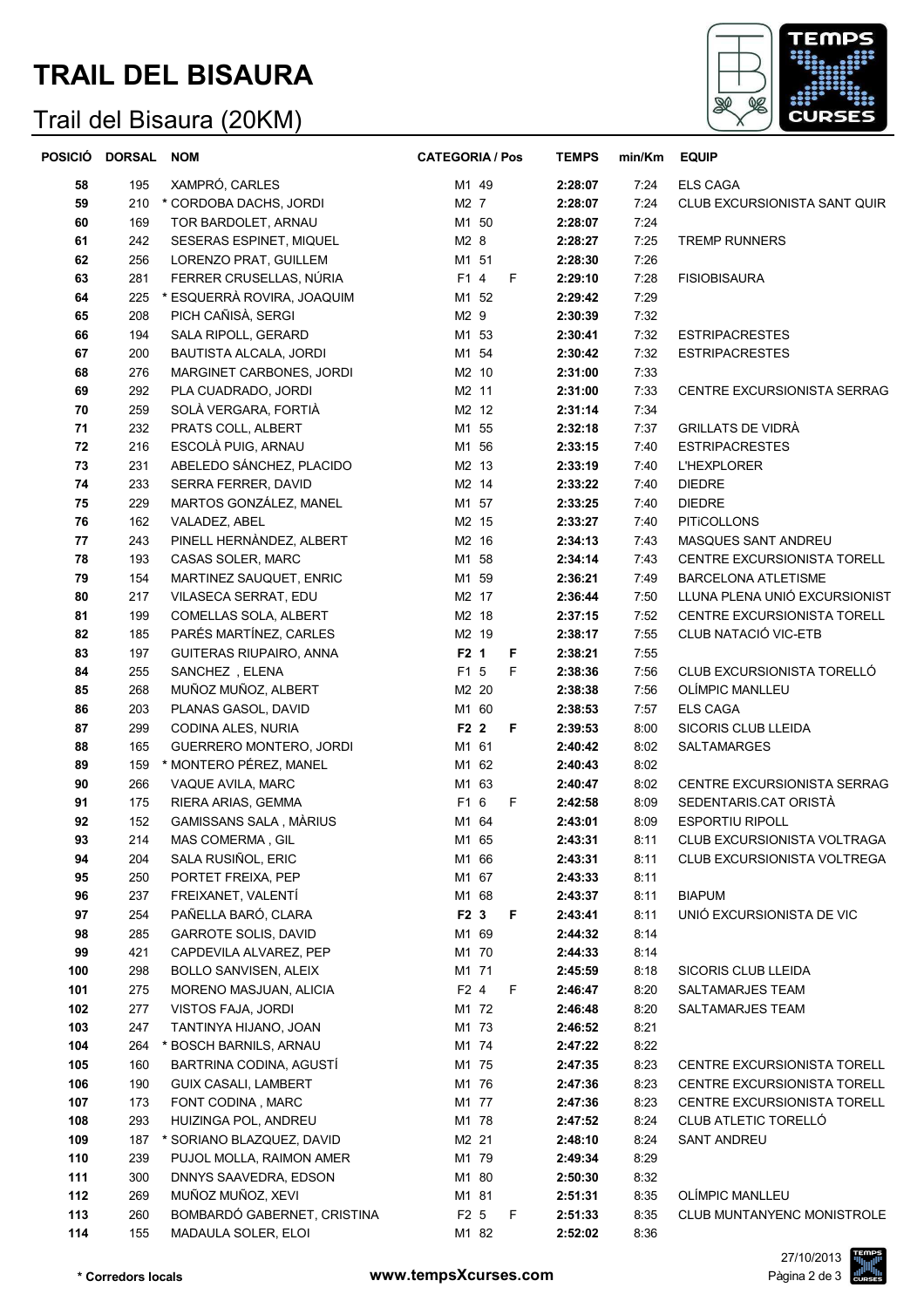# TRAIL DEL BISAURA

## Trail del Bisaura (20KM)

| POSICIÓ | DORSAL | NOM | CATEGORIA / Pos | | | TEMPS | min/Km | EQUIP |
|---|---|---|---|---|---|---|---|---|
| 58 | 195 | XAMPRÓ, CARLES | M1 | 49 | | 2:28:07 | 7:24 | ELS CAGA |
| 59 | 210 | * CORDOBA DACHS, JORDI | M2 | 7 | | 2:28:07 | 7:24 | CLUB EXCURSIONISTA SANT QUIR |
| 60 | 169 | TOR BARDOLET, ARNAU | M1 | 50 | | 2:28:07 | 7:24 | |
| 61 | 242 | SESERAS ESPINET, MIQUEL | M2 | 8 | | 2:28:27 | 7:25 | TREMP RUNNERS |
| 62 | 256 | LORENZO PRAT, GUILLEM | M1 | 51 | | 2:28:30 | 7:26 | |
| 63 | 281 | FERRER CRUSELLAS, NÚRIA | F1 | 4 | F | 2:29:10 | 7:28 | FISIOBISAURA |
| 64 | 225 | * ESQUERRÀ ROVIRA, JOAQUIM | M1 | 52 | | 2:29:42 | 7:29 | |
| 65 | 208 | PICH CAÑISÀ, SERGI | M2 | 9 | | 2:30:39 | 7:32 | |
| 66 | 194 | SALA RIPOLL, GERARD | M1 | 53 | | 2:30:41 | 7:32 | ESTRIPACRESTES |
| 67 | 200 | BAUTISTA ALCALA, JORDI | M1 | 54 | | 2:30:42 | 7:32 | ESTRIPACRESTES |
| 68 | 276 | MARGINET CARBONES, JORDI | M2 | 10 | | 2:31:00 | 7:33 | |
| 69 | 292 | PLA CUADRADO, JORDI | M2 | 11 | | 2:31:00 | 7:33 | CENTRE EXCURSIONISTA SERRAG |
| 70 | 259 | SOLÀ VERGARA, FORTIÀ | M2 | 12 | | 2:31:14 | 7:34 | |
| 71 | 232 | PRATS COLL, ALBERT | M1 | 55 | | 2:32:18 | 7:37 | GRILLATS DE VIDRÀ |
| 72 | 216 | ESCOLÀ PUIG, ARNAU | M1 | 56 | | 2:33:15 | 7:40 | ESTRIPACRESTES |
| 73 | 231 | ABELEDO SÁNCHEZ, PLACIDO | M2 | 13 | | 2:33:19 | 7:40 | L'HEXPLORER |
| 74 | 233 | SERRA FERRER, DAVID | M2 | 14 | | 2:33:22 | 7:40 | DIEDRE |
| 75 | 229 | MARTOS GONZÁLEZ, MANEL | M1 | 57 | | 2:33:25 | 7:40 | DIEDRE |
| 76 | 162 | VALADEZ, ABEL | M2 | 15 | | 2:33:27 | 7:40 | PITiCOLLONS |
| 77 | 243 | PINELL HERNÀNDEZ, ALBERT | M2 | 16 | | 2:34:13 | 7:43 | MASQUES SANT ANDREU |
| 78 | 193 | CASAS SOLER, MARC | M1 | 58 | | 2:34:14 | 7:43 | CENTRE EXCURSIONISTA TORELL |
| 79 | 154 | MARTINEZ SAUQUET, ENRIC | M1 | 59 | | 2:36:21 | 7:49 | BARCELONA ATLETISME |
| 80 | 217 | VILASECA SERRAT, EDU | M2 | 17 | | 2:36:44 | 7:50 | LLUNA PLENA UNIÓ EXCURSIONIST |
| 81 | 199 | COMELLAS SOLA, ALBERT | M2 | 18 | | 2:37:15 | 7:52 | CENTRE EXCURSIONISTA TORELL |
| 82 | 185 | PARÉS MARTÍNEZ, CARLES | M2 | 19 | | 2:38:17 | 7:55 | CLUB NATACIÓ VIC-ETB |
| 83 | 197 | GUITERAS RIUPAIRO, ANNA | **F2** | **1** | **F** | 2:38:21 | 7:55 | |
| 84 | 255 | SANCHEZ , ELENA | F1 | 5 | F | 2:38:36 | 7:56 | CLUB EXCURSIONISTA TORELLÓ |
| 85 | 268 | MUÑOZ MUÑOZ, ALBERT | M2 | 20 | | 2:38:38 | 7:56 | OLÍMPIC MANLLEU |
| 86 | 203 | PLANAS GASOL, DAVID | M1 | 60 | | 2:38:53 | 7:57 | ELS CAGA |
| 87 | 299 | CODINA ALES, NURIA | **F2** | **2** | **F** | 2:39:53 | 8:00 | SICORIS CLUB LLEIDA |
| 88 | 165 | GUERRERO MONTERO, JORDI | M1 | 61 | | 2:40:42 | 8:02 | SALTAMARGES |
| 89 | 159 | * MONTERO PÉREZ, MANEL | M1 | 62 | | 2:40:43 | 8:02 | |
| 90 | 266 | VAQUE AVILA, MARC | M1 | 63 | | 2:40:47 | 8:02 | CENTRE EXCURSIONISTA SERRAG |
| 91 | 175 | RIERA ARIAS, GEMMA | F1 | 6 | F | 2:42:58 | 8:09 | SEDENTARIS.CAT ORISTÀ |
| 92 | 152 | GAMISSANS SALA , MÀRIUS | M1 | 64 | | 2:43:01 | 8:09 | ESPORTIU RIPOLL |
| 93 | 214 | MAS COMERMA , GIL | M1 | 65 | | 2:43:31 | 8:11 | CLUB EXCURSIONISTA VOLTRAGA |
| 94 | 204 | SALA RUSIÑOL, ERIC | M1 | 66 | | 2:43:31 | 8:11 | CLUB EXCURSIONISTA VOLTREGA |
| 95 | 250 | PORTET FREIXA, PEP | M1 | 67 | | 2:43:33 | 8:11 | |
| 96 | 237 | FREIXANET, VALENTÍ | M1 | 68 | | 2:43:37 | 8:11 | BIAPUM |
| 97 | 254 | PAÑELLA BARÓ, CLARA | **F2** | **3** | **F** | 2:43:41 | 8:11 | UNIÓ EXCURSIONISTA DE VIC |
| 98 | 285 | GARROTE SOLIS, DAVID | M1 | 69 | | 2:44:32 | 8:14 | |
| 99 | 421 | CAPDEVILA ALVAREZ, PEP | M1 | 70 | | 2:44:33 | 8:14 | |
| 100 | 298 | BOLLO SANVISEN, ALEIX | M1 | 71 | | 2:45:59 | 8:18 | SICORIS CLUB LLEIDA |
| 101 | 275 | MORENO MASJUAN, ALICIA | F2 | 4 | F | 2:46:47 | 8:20 | SALTAMARJES TEAM |
| 102 | 277 | VISTOS FAJA, JORDI | M1 | 72 | | 2:46:48 | 8:20 | SALTAMARJES TEAM |
| 103 | 247 | TANTINYA HIJANO, JOAN | M1 | 73 | | 2:46:52 | 8:21 | |
| 104 | 264 | * BOSCH BARNILS, ARNAU | M1 | 74 | | 2:47:22 | 8:22 | |
| 105 | 160 | BARTRINA CODINA, AGUSTÍ | M1 | 75 | | 2:47:35 | 8:23 | CENTRE EXCURSIONISTA TORELL |
| 106 | 190 | GUIX CASALI, LAMBERT | M1 | 76 | | 2:47:36 | 8:23 | CENTRE EXCURSIONISTA TORELL |
| 107 | 173 | FONT CODINA , MARC | M1 | 77 | | 2:47:36 | 8:23 | CENTRE EXCURSIONISTA TORELL |
| 108 | 293 | HUIZINGA POL, ANDREU | M1 | 78 | | 2:47:52 | 8:24 | CLUB ATLETIC TORELLÓ |
| 109 | 187 | * SORIANO BLAZQUEZ, DAVID | M2 | 21 | | 2:48:10 | 8:24 | SANT ANDREU |
| 110 | 239 | PUJOL MOLLA, RAIMON AMER | M1 | 79 | | 2:49:34 | 8:29 | |
| 111 | 300 | DNNYS SAAVEDRA, EDSON | M1 | 80 | | 2:50:30 | 8:32 | |
| 112 | 269 | MUÑOZ MUÑOZ, XEVI | M1 | 81 | | 2:51:31 | 8:35 | OLÍMPIC MANLLEU |
| 113 | 260 | BOMBARDÓ GABERNET, CRISTINA | F2 | 5 | F | 2:51:33 | 8:35 | CLUB MUNTANYENC MONISTROLE |
| 114 | 155 | MADAULA SOLER, ELOI | M1 | 82 | | 2:52:02 | 8:36 | |

\* Corredors locals

www.tempsXcurses.com

27/10/2013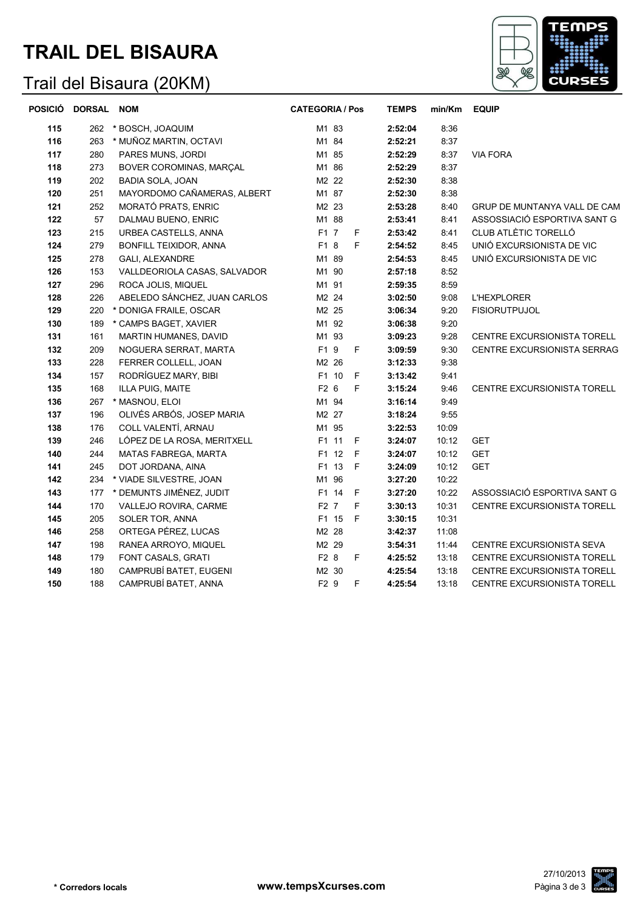# TRAIL DEL BISAURA

## Trail del Bisaura (20KM)

| POSICIÓ | DORSAL | NOM | CATEGORIA / Pos | | | TEMPS | min/Km | EQUIP |
|---|---|---|---|---|---|---|---|---|
| 115 | 262 | * BOSCH, JOAQUIM | M1 | 83 | | **2:52:04** | 8:36 | |
| 116 | 263 | * MUÑOZ MARTIN, OCTAVI | M1 | 84 | | **2:52:21** | 8:37 | |
| 117 | 280 | PARES MUNS, JORDI | M1 | 85 | | **2:52:29** | 8:37 | VIA FORA |
| 118 | 273 | BOVER COROMINAS, MARÇAL | M1 | 86 | | **2:52:29** | 8:37 | |
| 119 | 202 | BADIA SOLA, JOAN | M2 | 22 | | **2:52:30** | 8:38 | |
| 120 | 251 | MAYORDOMO CAÑAMERAS, ALBERT | M1 | 87 | | **2:52:30** | 8:38 | |
| 121 | 252 | MORATÓ PRATS, ENRIC | M2 | 23 | | **2:53:28** | 8:40 | GRUP DE MUNTANYA VALL DE CAM |
| 122 | 57 | DALMAU BUENO, ENRIC | M1 | 88 | | **2:53:41** | 8:41 | ASSOSSIACIÓ ESPORTIVA SANT G |
| 123 | 215 | URBEA CASTELLS, ANNA | F1 | 7 | F | **2:53:42** | 8:41 | CLUB ATLÈTIC TORELLÓ |
| 124 | 279 | BONFILL TEIXIDOR, ANNA | F1 | 8 | F | **2:54:52** | 8:45 | UNIÓ EXCURSIONISTA DE VIC |
| 125 | 278 | GALI, ALEXANDRE | M1 | 89 | | **2:54:53** | 8:45 | UNIÓ EXCURSIONISTA DE VIC |
| 126 | 153 | VALLDEORIOLA CASAS, SALVADOR | M1 | 90 | | **2:57:18** | 8:52 | |
| 127 | 296 | ROCA JOLIS, MIQUEL | M1 | 91 | | **2:59:35** | 8:59 | |
| 128 | 226 | ABELEDO SÁNCHEZ, JUAN CARLOS | M2 | 24 | | **3:02:50** | 9:08 | L'HEXPLORER |
| 129 | 220 | * DONIGA FRAILE, OSCAR | M2 | 25 | | **3:06:34** | 9:20 | FISIORUTPUJOL |
| 130 | 189 | * CAMPS BAGET, XAVIER | M1 | 92 | | **3:06:38** | 9:20 | |
| 131 | 161 | MARTIN HUMANES, DAVID | M1 | 93 | | **3:09:23** | 9:28 | CENTRE EXCURSIONISTA TORELL |
| 132 | 209 | NOGUERA SERRAT, MARTA | F1 | 9 | F | **3:09:59** | 9:30 | CENTRE EXCURSIONISTA SERRAG |
| 133 | 228 | FERRER COLLELL, JOAN | M2 | 26 | | **3:12:33** | 9:38 | |
| 134 | 157 | RODRÍGUEZ MARY, BIBI | F1 | 10 | F | **3:13:42** | 9:41 | |
| 135 | 168 | ILLA PUIG, MAITE | F2 | 6 | F | **3:15:24** | 9:46 | CENTRE EXCURSIONISTA TORELL |
| 136 | 267 | * MASNOU, ELOI | M1 | 94 | | **3:16:14** | 9:49 | |
| 137 | 196 | OLIVÉS ARBÓS, JOSEP MARIA | M2 | 27 | | **3:18:24** | 9:55 | |
| 138 | 176 | COLL VALENTÍ, ARNAU | M1 | 95 | | **3:22:53** | 10:09 | |
| 139 | 246 | LÓPEZ DE LA ROSA, MERITXELL | F1 | 11 | F | **3:24:07** | 10:12 | GET |
| 140 | 244 | MATAS FABREGA, MARTA | F1 | 12 | F | **3:24:07** | 10:12 | GET |
| 141 | 245 | DOT JORDANA, AINA | F1 | 13 | F | **3:24:09** | 10:12 | GET |
| 142 | 234 | * VIADE SILVESTRE, JOAN | M1 | 96 | | **3:27:20** | 10:22 | |
| 143 | 177 | * DEMUNTS JIMÉNEZ, JUDIT | F1 | 14 | F | **3:27:20** | 10:22 | ASSOSSIACIÓ ESPORTIVA SANT G |
| 144 | 170 | VALLEJO ROVIRA, CARME | F2 | 7 | F | **3:30:13** | 10:31 | CENTRE EXCURSIONISTA TORELL |
| 145 | 205 | SOLER TOR, ANNA | F1 | 15 | F | **3:30:15** | 10:31 | |
| 146 | 258 | ORTEGA PÉREZ, LUCAS | M2 | 28 | | **3:42:37** | 11:08 | |
| 147 | 198 | RANEA ARROYO, MIQUEL | M2 | 29 | | **3:54:31** | 11:44 | CENTRE EXCURSIONISTA SEVA |
| 148 | 179 | FONT CASALS, GRATI | F2 | 8 | F | **4:25:52** | 13:18 | CENTRE EXCURSIONISTA TORELL |
| 149 | 180 | CAMPRUBÍ BATET, EUGENI | M2 | 30 | | **4:25:54** | 13:18 | CENTRE EXCURSIONISTA TORELL |
| 150 | 188 | CAMPRUBÍ BATET, ANNA | F2 | 9 | F | **4:25:54** | 13:18 | CENTRE EXCURSIONISTA TORELL |

**\* Corredors locals**

**www.tempsXcurses.com**

27/10/2013